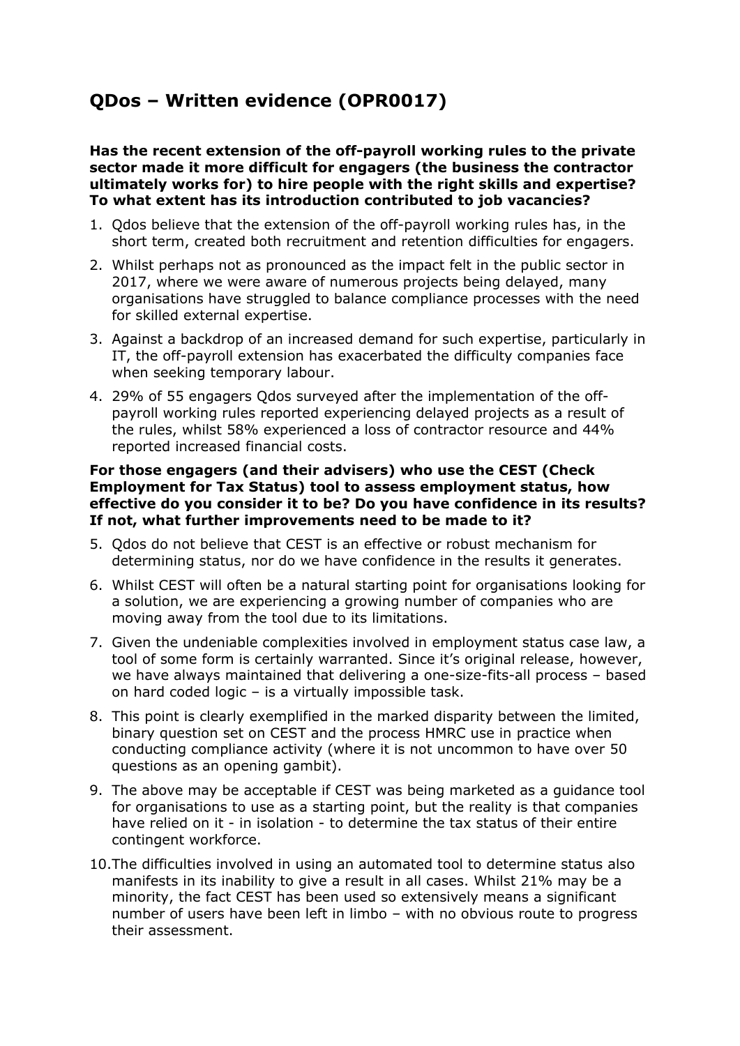# QDos – Written evidence (OPR0017)

**Has the recent extension of the off-payroll working rules to the private sector made it more difficult for engagers (the business the contractor ultimately works for) to hire people with the right skills and expertise? To what extent has its introduction contributed to job vacancies?**

1. Qdos believe that the extension of the off-payroll working rules has, in the short term, created both recruitment and retention difficulties for engagers.
2. Whilst perhaps not as pronounced as the impact felt in the public sector in 2017, where we were aware of numerous projects being delayed, many organisations have struggled to balance compliance processes with the need for skilled external expertise.
3. Against a backdrop of an increased demand for such expertise, particularly in IT, the off-payroll extension has exacerbated the difficulty companies face when seeking temporary labour.
4. 29% of 55 engagers Qdos surveyed after the implementation of the off-payroll working rules reported experiencing delayed projects as a result of the rules, whilst 58% experienced a loss of contractor resource and 44% reported increased financial costs.

**For those engagers (and their advisers) who use the CEST (Check Employment for Tax Status) tool to assess employment status, how effective do you consider it to be? Do you have confidence in its results? If not, what further improvements need to be made to it?**

5. Qdos do not believe that CEST is an effective or robust mechanism for determining status, nor do we have confidence in the results it generates.
6. Whilst CEST will often be a natural starting point for organisations looking for a solution, we are experiencing a growing number of companies who are moving away from the tool due to its limitations.
7. Given the undeniable complexities involved in employment status case law, a tool of some form is certainly warranted. Since it's original release, however, we have always maintained that delivering a one-size-fits-all process – based on hard coded logic – is a virtually impossible task.
8. This point is clearly exemplified in the marked disparity between the limited, binary question set on CEST and the process HMRC use in practice when conducting compliance activity (where it is not uncommon to have over 50 questions as an opening gambit).
9. The above may be acceptable if CEST was being marketed as a guidance tool for organisations to use as a starting point, but the reality is that companies have relied on it - in isolation - to determine the tax status of their entire contingent workforce.
10. The difficulties involved in using an automated tool to determine status also manifests in its inability to give a result in all cases. Whilst 21% may be a minority, the fact CEST has been used so extensively means a significant number of users have been left in limbo – with no obvious route to progress their assessment.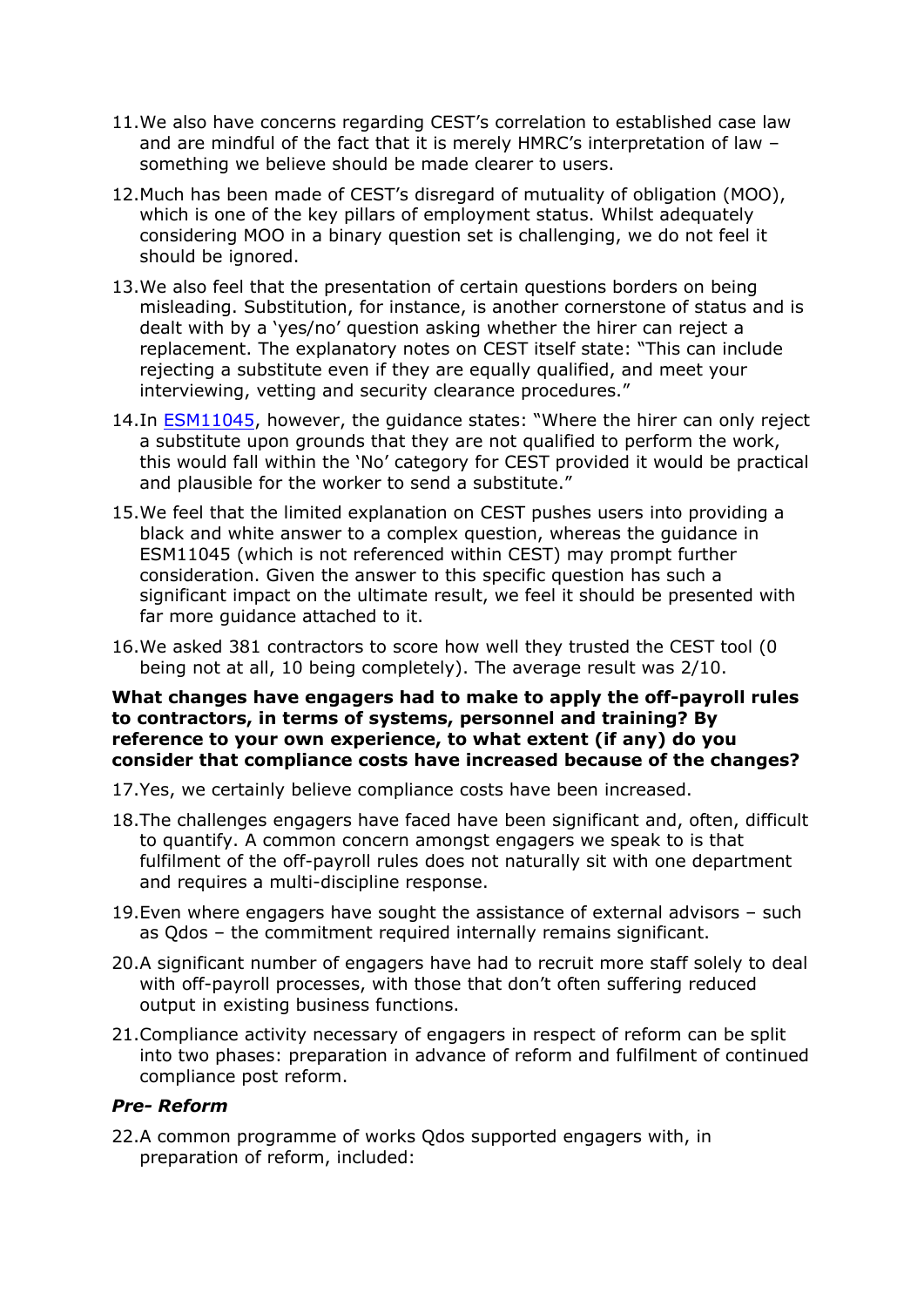11. We also have concerns regarding CEST's correlation to established case law and are mindful of the fact that it is merely HMRC's interpretation of law – something we believe should be made clearer to users.

12. Much has been made of CEST's disregard of mutuality of obligation (MOO), which is one of the key pillars of employment status. Whilst adequately considering MOO in a binary question set is challenging, we do not feel it should be ignored.

13. We also feel that the presentation of certain questions borders on being misleading. Substitution, for instance, is another cornerstone of status and is dealt with by a 'yes/no' question asking whether the hirer can reject a replacement. The explanatory notes on CEST itself state: "This can include rejecting a substitute even if they are equally qualified, and meet your interviewing, vetting and security clearance procedures."

14. In ESM11045, however, the guidance states: "Where the hirer can only reject a substitute upon grounds that they are not qualified to perform the work, this would fall within the 'No' category for CEST provided it would be practical and plausible for the worker to send a substitute."

15. We feel that the limited explanation on CEST pushes users into providing a black and white answer to a complex question, whereas the guidance in ESM11045 (which is not referenced within CEST) may prompt further consideration. Given the answer to this specific question has such a significant impact on the ultimate result, we feel it should be presented with far more guidance attached to it.

16. We asked 381 contractors to score how well they trusted the CEST tool (0 being not at all, 10 being completely). The average result was 2/10.

**What changes have engagers had to make to apply the off-payroll rules to contractors, in terms of systems, personnel and training? By reference to your own experience, to what extent (if any) do you consider that compliance costs have increased because of the changes?**

17. Yes, we certainly believe compliance costs have been increased.

18. The challenges engagers have faced have been significant and, often, difficult to quantify. A common concern amongst engagers we speak to is that fulfilment of the off-payroll rules does not naturally sit with one department and requires a multi-discipline response.

19. Even where engagers have sought the assistance of external advisors – such as Qdos – the commitment required internally remains significant.

20. A significant number of engagers have had to recruit more staff solely to deal with off-payroll processes, with those that don't often suffering reduced output in existing business functions.

21. Compliance activity necessary of engagers in respect of reform can be split into two phases: preparation in advance of reform and fulfilment of continued compliance post reform.

***Pre- Reform***

22. A common programme of works Qdos supported engagers with, in preparation of reform, included: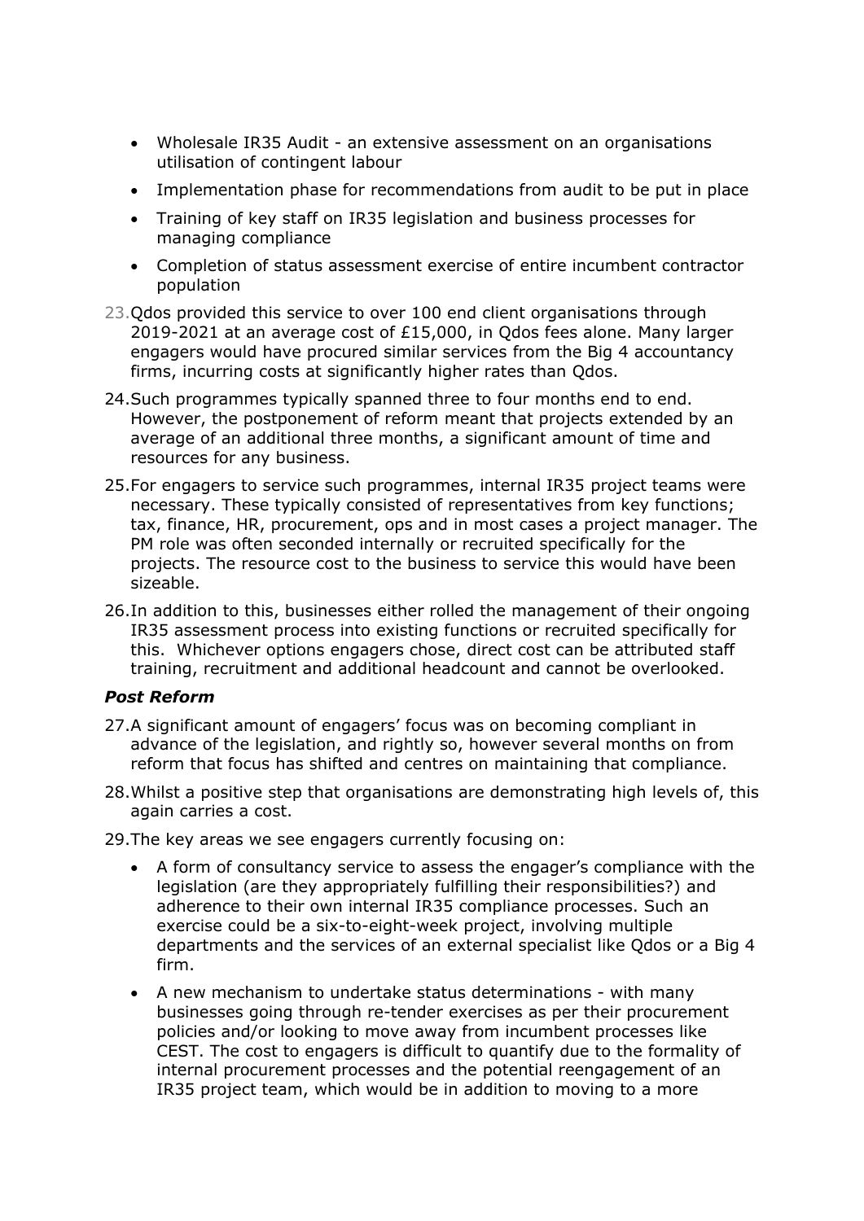- Wholesale IR35 Audit - an extensive assessment on an organisations utilisation of contingent labour
- Implementation phase for recommendations from audit to be put in place
- Training of key staff on IR35 legislation and business processes for managing compliance
- Completion of status assessment exercise of entire incumbent contractor population

23. Qdos provided this service to over 100 end client organisations through 2019-2021 at an average cost of £15,000, in Qdos fees alone. Many larger engagers would have procured similar services from the Big 4 accountancy firms, incurring costs at significantly higher rates than Qdos.

24. Such programmes typically spanned three to four months end to end. However, the postponement of reform meant that projects extended by an average of an additional three months, a significant amount of time and resources for any business.

25. For engagers to service such programmes, internal IR35 project teams were necessary. These typically consisted of representatives from key functions; tax, finance, HR, procurement, ops and in most cases a project manager. The PM role was often seconded internally or recruited specifically for the projects. The resource cost to the business to service this would have been sizeable.

26. In addition to this, businesses either rolled the management of their ongoing IR35 assessment process into existing functions or recruited specifically for this. Whichever options engagers chose, direct cost can be attributed staff training, recruitment and additional headcount and cannot be overlooked.

### *Post Reform*

27. A significant amount of engagers' focus was on becoming compliant in advance of the legislation, and rightly so, however several months on from reform that focus has shifted and centres on maintaining that compliance.

28. Whilst a positive step that organisations are demonstrating high levels of, this again carries a cost.

29. The key areas we see engagers currently focusing on:
    - A form of consultancy service to assess the engager's compliance with the legislation (are they appropriately fulfilling their responsibilities?) and adherence to their own internal IR35 compliance processes. Such an exercise could be a six-to-eight-week project, involving multiple departments and the services of an external specialist like Qdos or a Big 4 firm.
    - A new mechanism to undertake status determinations - with many businesses going through re-tender exercises as per their procurement policies and/or looking to move away from incumbent processes like CEST. The cost to engagers is difficult to quantify due to the formality of internal procurement processes and the potential reengagement of an IR35 project team, which would be in addition to moving to a more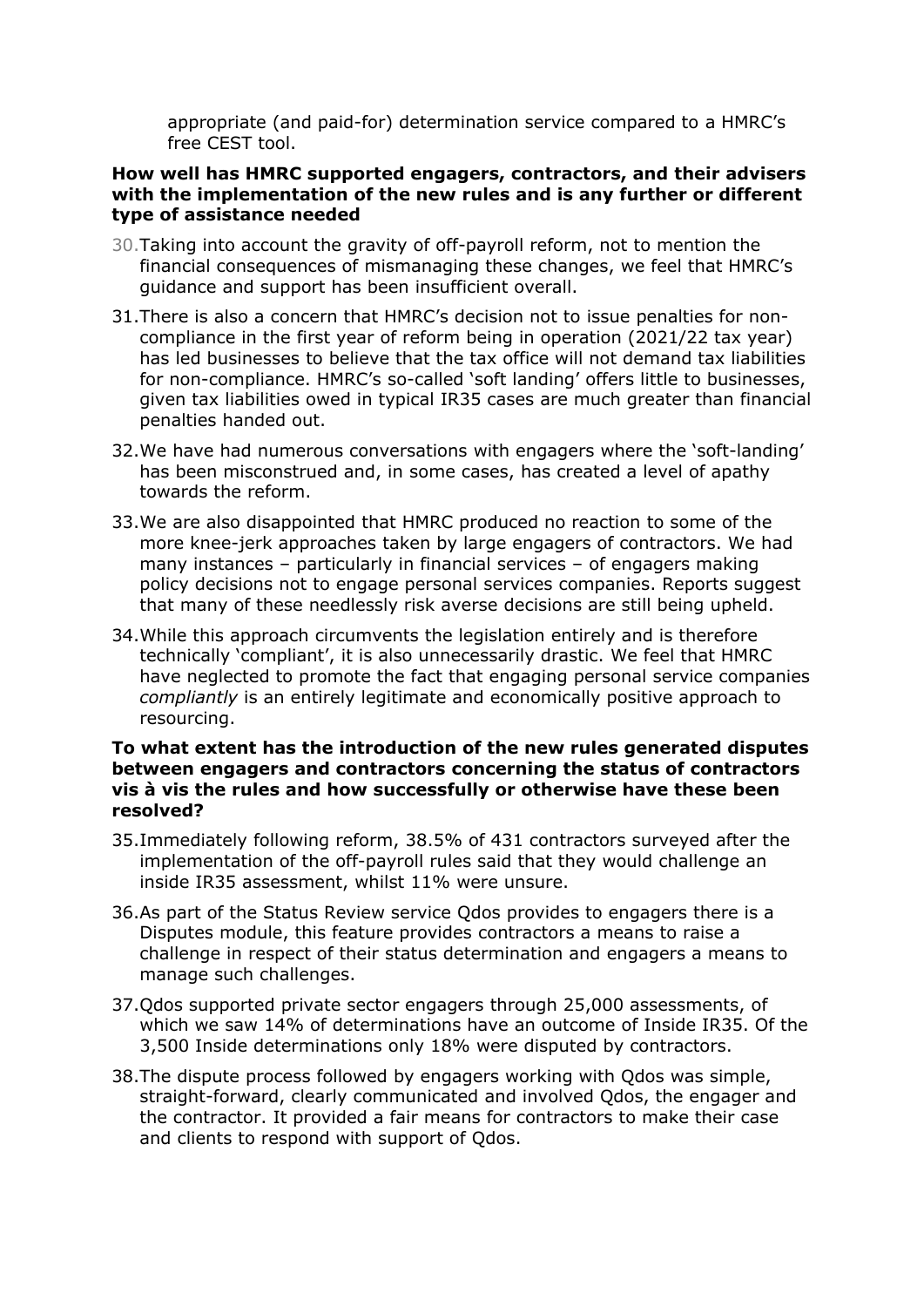appropriate (and paid-for) determination service compared to a HMRC's free CEST tool.

**How well has HMRC supported engagers, contractors, and their advisers with the implementation of the new rules and is any further or different type of assistance needed**

30. Taking into account the gravity of off-payroll reform, not to mention the financial consequences of mismanaging these changes, we feel that HMRC's guidance and support has been insufficient overall.
31. There is also a concern that HMRC's decision not to issue penalties for non-compliance in the first year of reform being in operation (2021/22 tax year) has led businesses to believe that the tax office will not demand tax liabilities for non-compliance. HMRC's so-called 'soft landing' offers little to businesses, given tax liabilities owed in typical IR35 cases are much greater than financial penalties handed out.
32. We have had numerous conversations with engagers where the 'soft-landing' has been misconstrued and, in some cases, has created a level of apathy towards the reform.
33. We are also disappointed that HMRC produced no reaction to some of the more knee-jerk approaches taken by large engagers of contractors. We had many instances – particularly in financial services – of engagers making policy decisions not to engage personal services companies. Reports suggest that many of these needlessly risk averse decisions are still being upheld.
34. While this approach circumvents the legislation entirely and is therefore technically 'compliant', it is also unnecessarily drastic. We feel that HMRC have neglected to promote the fact that engaging personal service companies *compliantly* is an entirely legitimate and economically positive approach to resourcing.

**To what extent has the introduction of the new rules generated disputes between engagers and contractors concerning the status of contractors vis à vis the rules and how successfully or otherwise have these been resolved?**

35. Immediately following reform, 38.5% of 431 contractors surveyed after the implementation of the off-payroll rules said that they would challenge an inside IR35 assessment, whilst 11% were unsure.
36. As part of the Status Review service Qdos provides to engagers there is a Disputes module, this feature provides contractors a means to raise a challenge in respect of their status determination and engagers a means to manage such challenges.
37. Qdos supported private sector engagers through 25,000 assessments, of which we saw 14% of determinations have an outcome of Inside IR35. Of the 3,500 Inside determinations only 18% were disputed by contractors.
38. The dispute process followed by engagers working with Qdos was simple, straight-forward, clearly communicated and involved Qdos, the engager and the contractor. It provided a fair means for contractors to make their case and clients to respond with support of Qdos.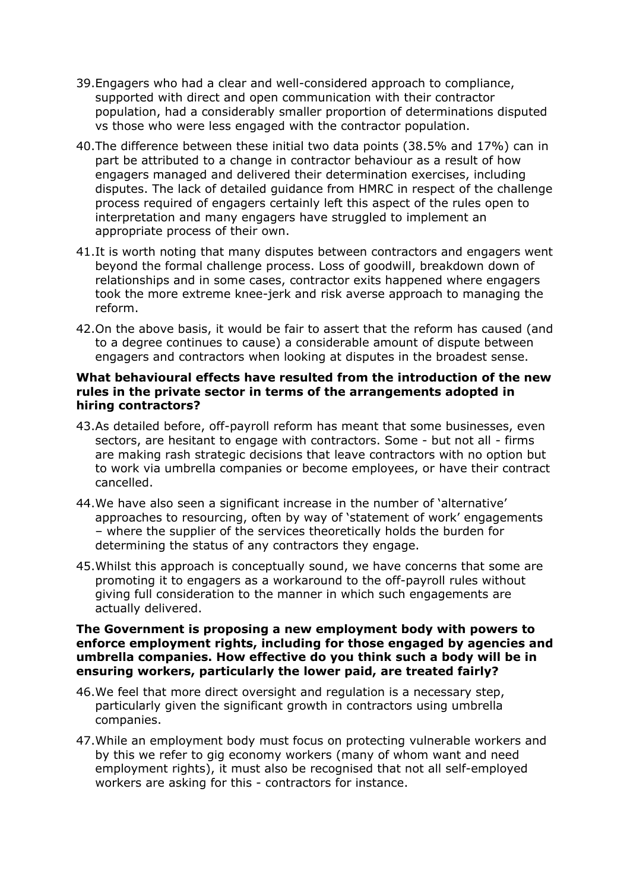39. Engagers who had a clear and well-considered approach to compliance, supported with direct and open communication with their contractor population, had a considerably smaller proportion of determinations disputed vs those who were less engaged with the contractor population.

40. The difference between these initial two data points (38.5% and 17%) can in part be attributed to a change in contractor behaviour as a result of how engagers managed and delivered their determination exercises, including disputes. The lack of detailed guidance from HMRC in respect of the challenge process required of engagers certainly left this aspect of the rules open to interpretation and many engagers have struggled to implement an appropriate process of their own.

41. It is worth noting that many disputes between contractors and engagers went beyond the formal challenge process. Loss of goodwill, breakdown down of relationships and in some cases, contractor exits happened where engagers took the more extreme knee-jerk and risk averse approach to managing the reform.

42. On the above basis, it would be fair to assert that the reform has caused (and to a degree continues to cause) a considerable amount of dispute between engagers and contractors when looking at disputes in the broadest sense.

**What behavioural effects have resulted from the introduction of the new rules in the private sector in terms of the arrangements adopted in hiring contractors?**

43. As detailed before, off-payroll reform has meant that some businesses, even sectors, are hesitant to engage with contractors. Some - but not all - firms are making rash strategic decisions that leave contractors with no option but to work via umbrella companies or become employees, or have their contract cancelled.

44. We have also seen a significant increase in the number of 'alternative' approaches to resourcing, often by way of 'statement of work' engagements – where the supplier of the services theoretically holds the burden for determining the status of any contractors they engage.

45. Whilst this approach is conceptually sound, we have concerns that some are promoting it to engagers as a workaround to the off-payroll rules without giving full consideration to the manner in which such engagements are actually delivered.

**The Government is proposing a new employment body with powers to enforce employment rights, including for those engaged by agencies and umbrella companies. How effective do you think such a body will be in ensuring workers, particularly the lower paid, are treated fairly?**

46. We feel that more direct oversight and regulation is a necessary step, particularly given the significant growth in contractors using umbrella companies.

47. While an employment body must focus on protecting vulnerable workers and by this we refer to gig economy workers (many of whom want and need employment rights), it must also be recognised that not all self-employed workers are asking for this - contractors for instance.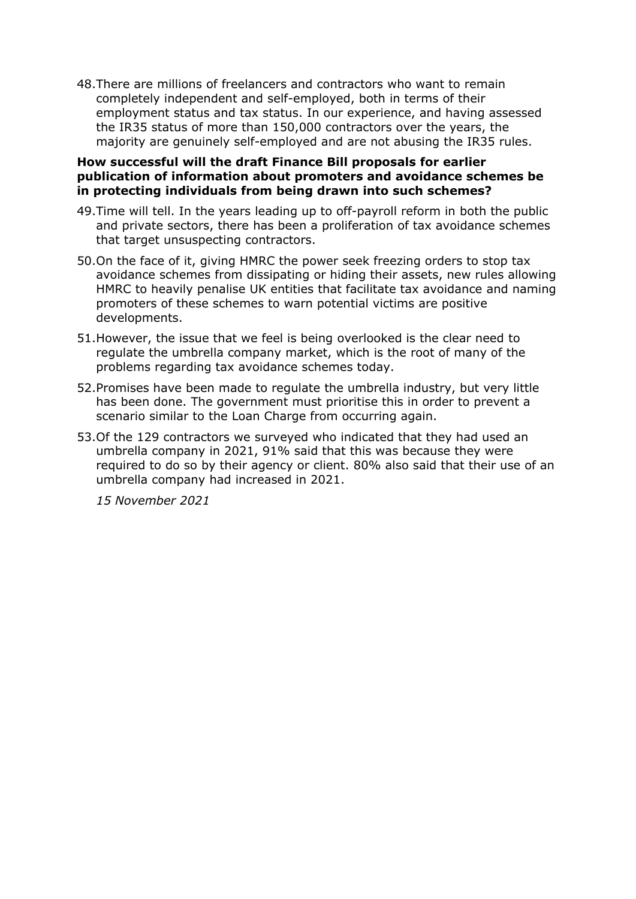48. There are millions of freelancers and contractors who want to remain completely independent and self-employed, both in terms of their employment status and tax status. In our experience, and having assessed the IR35 status of more than 150,000 contractors over the years, the majority are genuinely self-employed and are not abusing the IR35 rules.

**How successful will the draft Finance Bill proposals for earlier publication of information about promoters and avoidance schemes be in protecting individuals from being drawn into such schemes?**

49. Time will tell. In the years leading up to off-payroll reform in both the public and private sectors, there has been a proliferation of tax avoidance schemes that target unsuspecting contractors.

50. On the face of it, giving HMRC the power seek freezing orders to stop tax avoidance schemes from dissipating or hiding their assets, new rules allowing HMRC to heavily penalise UK entities that facilitate tax avoidance and naming promoters of these schemes to warn potential victims are positive developments.

51. However, the issue that we feel is being overlooked is the clear need to regulate the umbrella company market, which is the root of many of the problems regarding tax avoidance schemes today.

52. Promises have been made to regulate the umbrella industry, but very little has been done. The government must prioritise this in order to prevent a scenario similar to the Loan Charge from occurring again.

53. Of the 129 contractors we surveyed who indicated that they had used an umbrella company in 2021, 91% said that this was because they were required to do so by their agency or client. 80% also said that their use of an umbrella company had increased in 2021.

*15 November 2021*